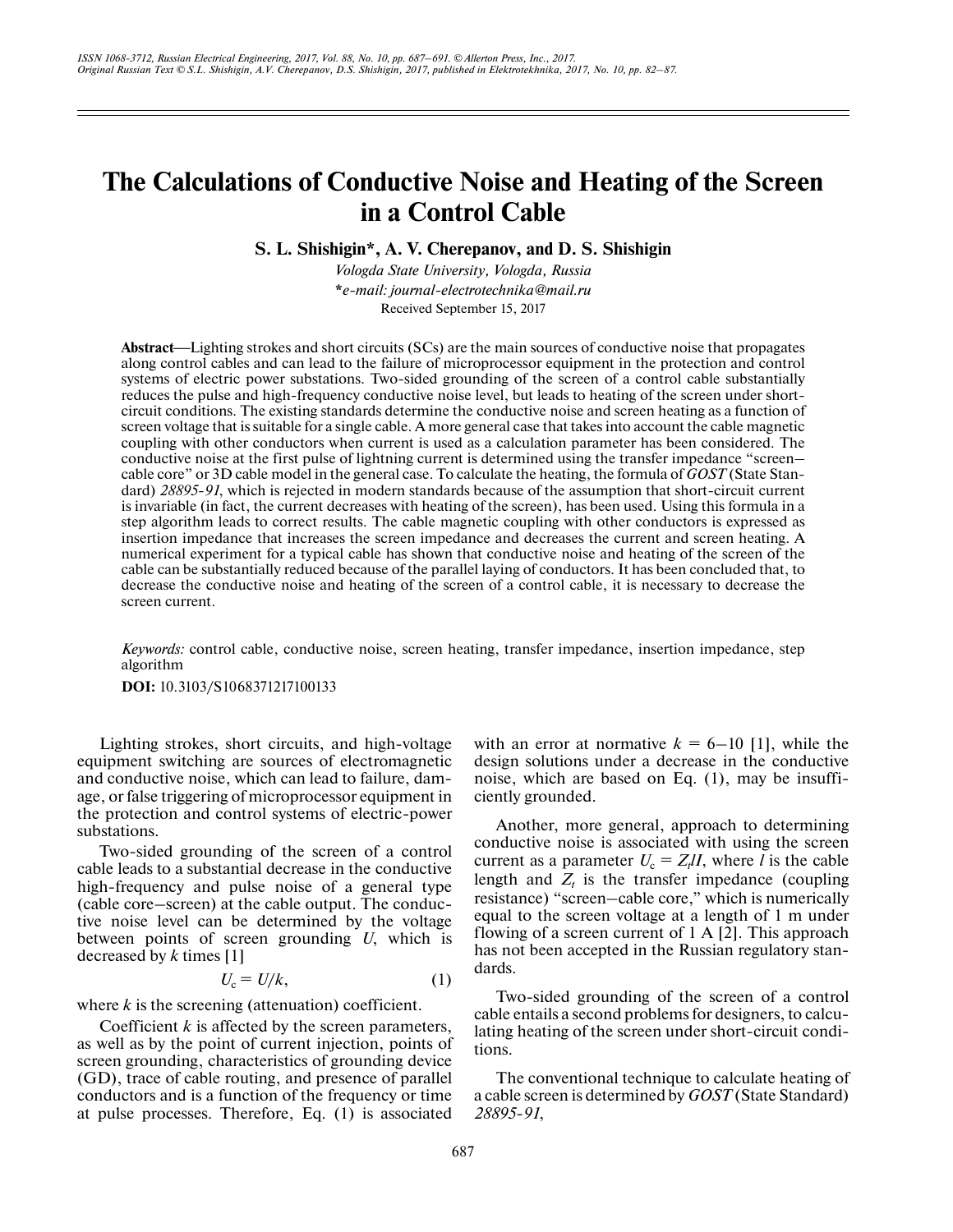# The Calculations of Conductive Noise and Heating of the Screen in a Control Cable

**S. L. Shishigin*, A. V. Cherepanov, and D. S. Shishigin**

*Vologda State University, Vologda, Russia*

**e-mail: journal-electrotechnika@mail.ru*

Received September 15, 2017

**Abstract**—Lighting strokes and short circuits (SCs) are the main sources of conductive noise that propagates along control cables and can lead to the failure of microprocessor equipment in the protection and control systems of electric power substations. Two-sided grounding of the screen of a control cable substantially reduces the pulse and high-frequency conductive noise level, but leads to heating of the screen under short-circuit conditions. The existing standards determine the conductive noise and screen heating as a function of screen voltage that is suitable for a single cable. A more general case that takes into account the cable magnetic coupling with other conductors when current is used as a calculation parameter has been considered. The conductive noise at the first pulse of lightning current is determined using the transfer impedance "screen–cable core" or 3D cable model in the general case. To calculate the heating, the formula of *GOST* (State Standard) *28895-91*, which is rejected in modern standards because of the assumption that short-circuit current is invariable (in fact, the current decreases with heating of the screen), has been used. Using this formula in a step algorithm leads to correct results. The cable magnetic coupling with other conductors is expressed as insertion impedance that increases the screen impedance and decreases the current and screen heating. A numerical experiment for a typical cable has shown that conductive noise and heating of the screen of the cable can be substantially reduced because of the parallel laying of conductors. It has been concluded that, to decrease the conductive noise and heating of the screen of a control cable, it is necessary to decrease the screen current.

*Keywords:* control cable, conductive noise, screen heating, transfer impedance, insertion impedance, step algorithm

**DOI:** 10.3103/S1068371217100133

Lighting strokes, short circuits, and high-voltage equipment switching are sources of electromagnetic and conductive noise, which can lead to failure, damage, or false triggering of microprocessor equipment in the protection and control systems of electric-power substations.

Two-sided grounding of the screen of a control cable leads to a substantial decrease in the conductive high-frequency and pulse noise of a general type (cable core–screen) at the cable output. The conductive noise level can be determined by the voltage between points of screen grounding $U$, which is decreased by $k$ times [1]

$$U_c = U/k, \tag{1}$$

where $k$ is the screening (attenuation) coefficient.

Coefficient $k$ is affected by the screen parameters, as well as by the point of current injection, points of screen grounding, characteristics of grounding device (GD), trace of cable routing, and presence of parallel conductors and is a function of the frequency or time at pulse processes. Therefore, Eq. (1) is associated with an error at normative $k = 6–10$ [1], while the design solutions under a decrease in the conductive noise, which are based on Eq. (1), may be insufficiently grounded.

Another, more general, approach to determining conductive noise is associated with using the screen current as a parameter $U_c = Z_t lI$, where $l$ is the cable length and $Z_t$ is the transfer impedance (coupling resistance) "screen–cable core," which is numerically equal to the screen voltage at a length of 1 m under flowing of a screen current of 1 A [2]. This approach has not been accepted in the Russian regulatory standards.

Two-sided grounding of the screen of a control cable entails a second problems for designers, to calculating heating of the screen under short-circuit conditions.

The conventional technique to calculate heating of a cable screen is determined by *GOST* (State Standard) *28895-91*,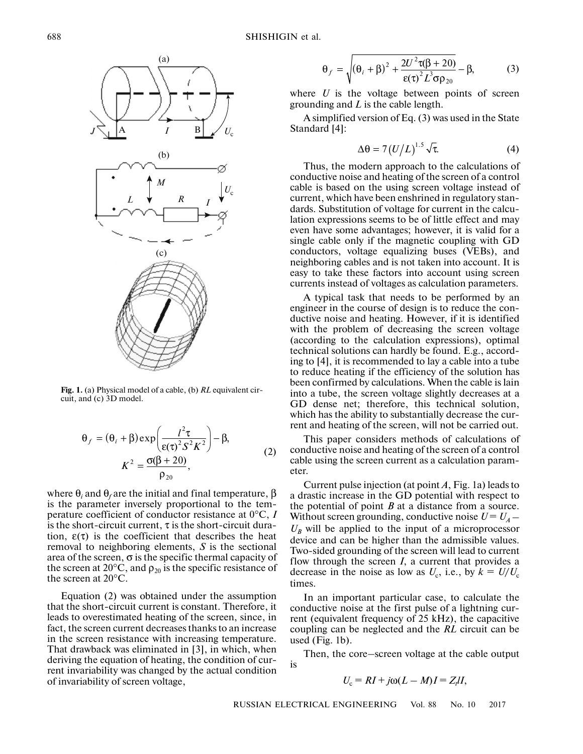Fig. 1. (a) Physical model of a cable, (b) $RL$ equivalent circuit, and (c) 3D model.

$$\theta_f = (\theta_i + \beta)\exp\left(\frac{I^2\tau}{\varepsilon(\tau)^2 S^2 K^2}\right) - \beta,$$
$$K^2 = \frac{\sigma(\beta + 20)}{\rho_{20}}, \tag{2}$$

where $\theta_i$ and $\theta_f$ are the initial and final temperature, $\beta$ is the parameter inversely proportional to the temperature coefficient of conductor resistance at 0°C, $I$ is the short-circuit current, $\tau$ is the short-circuit duration, $\varepsilon(\tau)$ is the coefficient that describes the heat removal to neighboring elements, $S$ is the sectional area of the screen, $\sigma$ is the specific thermal capacity of the screen at 20°C, and $\rho_{20}$ is the specific resistance of the screen at 20°C.

Equation (2) was obtained under the assumption that the short-circuit current is constant. Therefore, it leads to overestimated heating of the screen, since, in fact, the screen current decreases thanks to an increase in the screen resistance with increasing temperature. That drawback was eliminated in [3], in which, when deriving the equation of heating, the condition of current invariability was changed by the actual condition of invariability of screen voltage,

$$\theta_f = \sqrt{(\theta_i + \beta)^2 + \frac{2U^2\tau(\beta + 20)}{\varepsilon(\tau)^2 L^3 \sigma\rho_{20}}} - \beta, \tag{3}$$

where $U$ is the voltage between points of screen grounding and $L$ is the cable length.

A simplified version of Eq. (3) was used in the State Standard [4]:

$$\Delta\theta = 7(U/L)^{1.5}\sqrt{\tau}. \tag{4}$$

Thus, the modern approach to the calculations of conductive noise and heating of the screen of a control cable is based on the using screen voltage instead of current, which have been enshrined in regulatory standards. Substitution of voltage for current in the calculation expressions seems to be of little effect and may even have some advantages; however, it is valid for a single cable only if the magnetic coupling with GD conductors, voltage equalizing buses (VEBs), and neighboring cables and is not taken into account. It is easy to take these factors into account using screen currents instead of voltages as calculation parameters.

A typical task that needs to be performed by an engineer in the course of design is to reduce the conductive noise and heating. However, if it is identified with the problem of decreasing the screen voltage (according to the calculation expressions), optimal technical solutions can hardly be found. E.g., according to [4], it is recommended to lay a cable into a tube to reduce heating if the efficiency of the solution has been confirmed by calculations. When the cable is lain into a tube, the screen voltage slightly decreases at a GD dense net; therefore, this technical solution, which has the ability to substantially decrease the current and heating of the screen, will not be carried out.

This paper considers methods of calculations of conductive noise and heating of the screen of a control cable using the screen current as a calculation parameter.

Current pulse injection (at point $A$, Fig. 1a) leads to a drastic increase in the GD potential with respect to the potential of point $B$ at a distance from a source. Without screen grounding, conductive noise $U = U_A - U_B$ will be applied to the input of a microprocessor device and can be higher than the admissible values. Two-sided grounding of the screen will lead to current flow through the screen $I$, a current that provides a decrease in the noise as low as $U_c$, i.e., by $k = U/U_c$ times.

In an important particular case, to calculate the conductive noise at the first pulse of a lightning current (equivalent frequency of 25 kHz), the capacitive coupling can be neglected and the $RL$ circuit can be used (Fig. 1b).

Then, the core–screen voltage at the cable output is

$$U_c = RI + j\omega(L - M)I = Z_t I,$$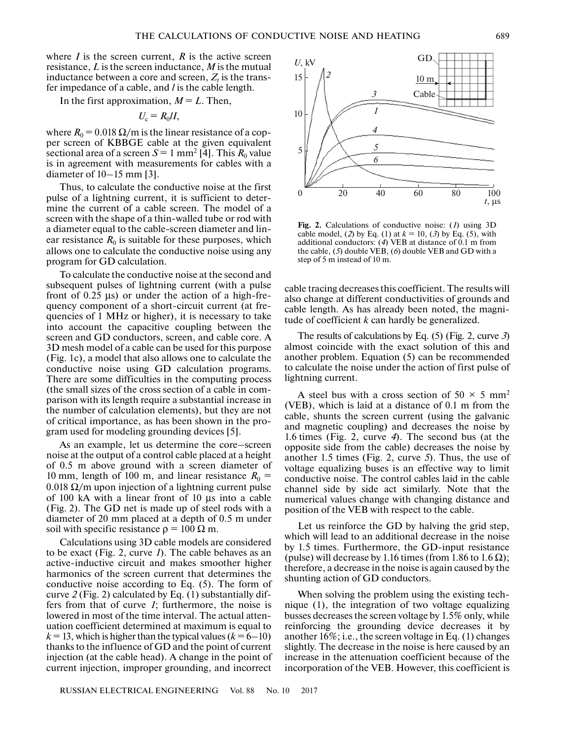where $I$ is the screen current, $R$ is the active screen resistance, $L$ is the screen inductance, $M$ is the mutual inductance between a core and screen, $Z_t$ is the transfer impedance of a cable, and $l$ is the cable length.

In the first approximation, $M = L$. Then,

$$U_c = R_0 l I,$$

where $R_0 = 0.018\ \Omega/\text{m}$ is the linear resistance of a copper screen of KBBGE cable at the given equivalent sectional area of a screen $S = 1\ \text{mm}^2$ [4]. This $R_0$ value is in agreement with measurements for cables with a diameter of 10–15 mm [3].

Thus, to calculate the conductive noise at the first pulse of a lightning current, it is sufficient to determine the current of a cable screen. The model of a screen with the shape of a thin-walled tube or rod with a diameter equal to the cable-screen diameter and linear resistance $R_0$ is suitable for these purposes, which allows one to calculate the conductive noise using any program for GD calculation.

To calculate the conductive noise at the second and subsequent pulses of lightning current (with a pulse front of 0.25 μs) or under the action of a high-frequency component of a short-circuit current (at frequencies of 1 MHz or higher), it is necessary to take into account the capacitive coupling between the screen and GD conductors, screen, and cable core. A 3D mesh model of a cable can be used for this purpose (Fig. 1c), a model that also allows one to calculate the conductive noise using GD calculation programs. There are some difficulties in the computing process (the small sizes of the cross section of a cable in comparison with its length require a substantial increase in the number of calculation elements), but they are not of critical importance, as has been shown in the program used for modeling grounding devices [5].

As an example, let us determine the core–screen noise at the output of a control cable placed at a height of 0.5 m above ground with a screen diameter of 10 mm, length of 100 m, and linear resistance $R_0 = 0.018\ \Omega/\text{m}$ upon injection of a lightning current pulse of 100 kA with a linear front of 10 μs into a cable (Fig. 2). The GD net is made up of steel rods with a diameter of 20 mm placed at a depth of 0.5 m under soil with specific resistance $\rho = 100\ \Omega\ \text{m}$.

Calculations using 3D cable models are considered to be exact (Fig. 2, curve *1*). The cable behaves as an active-inductive circuit and makes smoother higher harmonics of the screen current that determines the conductive noise according to Eq. (5). The form of curve *2* (Fig. 2) calculated by Eq. (1) substantially differs from that of curve *1*; furthermore, the noise is lowered in most of the time interval. The actual attenuation coefficient determined at maximum is equal to $k = 13$, which is higher than the typical values ($k = 6$–$10$) thanks to the influence of GD and the point of current injection (at the cable head). A change in the point of current injection, improper grounding, and incorrect cable tracing decreases this coefficient. The results will also change at different conductivities of grounds and cable length. As has already been noted, the magnitude of coefficient $k$ can hardly be generalized.

**Fig. 2.** Calculations of conductive noise: (*1*) using 3D cable model, (*2*) by Eq. (1) at $k = 10$, (*3*) by Eq. (5), with additional conductors: (*4*) VEB at distance of 0.1 m from the cable, (*5*) double VEB, (*6*) double VEB and GD with a step of 5 m instead of 10 m.

The results of calculations by Eq. (5) (Fig. 2, curve *3*) almost coincide with the exact solution of this and another problem. Equation (5) can be recommended to calculate the noise under the action of first pulse of lightning current.

A steel bus with a cross section of $50 \times 5\ \text{mm}^2$ (VEB), which is laid at a distance of 0.1 m from the cable, shunts the screen current (using the galvanic and magnetic coupling) and decreases the noise by 1.6 times (Fig. 2, curve *4*). The second bus (at the opposite side from the cable) decreases the noise by another 1.5 times (Fig. 2, curve *5*). Thus, the use of voltage equalizing buses is an effective way to limit conductive noise. The control cables laid in the cable channel side by side act similarly. Note that the numerical values change with changing distance and position of the VEB with respect to the cable.

Let us reinforce the GD by halving the grid step, which will lead to an additional decrease in the noise by 1.5 times. Furthermore, the GD-input resistance (pulse) will decrease by 1.16 times (from 1.86 to 1.6 Ω); therefore, a decrease in the noise is again caused by the shunting action of GD conductors.

When solving the problem using the existing technique (1), the integration of two voltage equalizing busses decreases the screen voltage by 1.5% only, while reinforcing the grounding device decreases it by another 16%; i.e., the screen voltage in Eq. (1) changes slightly. The decrease in the noise is here caused by an increase in the attenuation coefficient because of the incorporation of the VEB. However, this coefficient is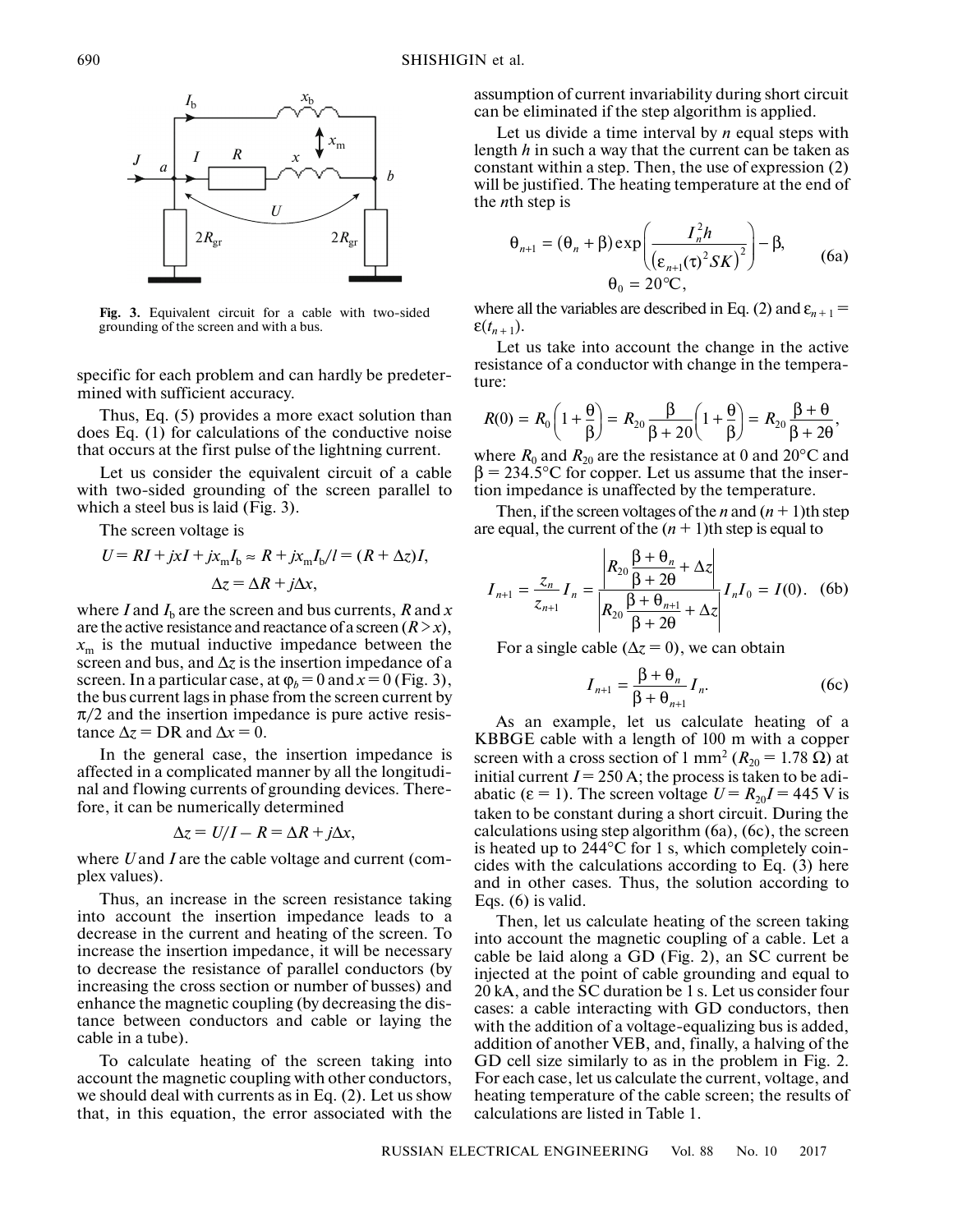Fig. 3. Equivalent circuit for a cable with two-sided grounding of the screen and with a bus.

specific for each problem and can hardly be predetermined with sufficient accuracy.

Thus, Eq. (5) provides a more exact solution than does Eq. (1) for calculations of the conductive noise that occurs at the first pulse of the lightning current.

Let us consider the equivalent circuit of a cable with two-sided grounding of the screen parallel to which a steel bus is laid (Fig. 3).

The screen voltage is

$$U = RI + jxI + jx_m I_b \approx R + jx_m I_b/l = (R + \Delta z)I,$$
$$\Delta z = \Delta R + j\Delta x,$$

where $I$ and $I_b$ are the screen and bus currents, $R$ and $x$ are the active resistance and reactance of a screen ($R > x$), $x_m$ is the mutual inductive impedance between the screen and bus, and $\Delta z$ is the insertion impedance of a screen. In a particular case, at $\varphi_b = 0$ and $x = 0$ (Fig. 3), the bus current lags in phase from the screen current by $\pi/2$ and the insertion impedance is pure active resistance $\Delta z = \text{D}R$ and $\Delta x = 0$.

In the general case, the insertion impedance is affected in a complicated manner by all the longitudinal and flowing currents of grounding devices. Therefore, it can be numerically determined

$$\Delta z = U/I - R = \Delta R + j\Delta x,$$

where $U$ and $I$ are the cable voltage and current (complex values).

Thus, an increase in the screen resistance taking into account the insertion impedance leads to a decrease in the current and heating of the screen. To increase the insertion impedance, it will be necessary to decrease the resistance of parallel conductors (by increasing the cross section or number of busses) and enhance the magnetic coupling (by decreasing the distance between conductors and cable or laying the cable in a tube).

To calculate heating of the screen taking into account the magnetic coupling with other conductors, we should deal with currents as in Eq. (2). Let us show that, in this equation, the error associated with the assumption of current invariability during short circuit can be eliminated if the step algorithm is applied.

Let us divide a time interval by $n$ equal steps with length $h$ in such a way that the current can be taken as constant within a step. Then, the use of expression (2) will be justified. The heating temperature at the end of the $n$th step is

$$\theta_{n+1} = (\theta_n + \beta)\exp\left(\frac{I_n^2 h}{\left(\varepsilon_{n+1}(\tau)^2 SK\right)^2}\right) - \beta, \qquad (6a)$$
$$\theta_0 = 20°\text{C},$$

where all the variables are described in Eq. (2) and $\varepsilon_{n+1} = \varepsilon(t_{n+1})$.

Let us take into account the change in the active resistance of a conductor with change in the temperature:

$$R(0) = R_0\left(1 + \frac{\theta}{\beta}\right) = R_{20}\frac{\beta}{\beta + 20}\left(1 + \frac{\theta}{\beta}\right) = R_{20}\frac{\beta + \theta}{\beta + 2\theta},$$

where $R_0$ and $R_{20}$ are the resistance at 0 and 20°C and $\beta = 234.5$°C for copper. Let us assume that the insertion impedance is unaffected by the temperature.

Then, if the screen voltages of the $n$ and $(n + 1)$th step are equal, the current of the $(n + 1)$th step is equal to

$$I_{n+1} = \frac{z_n}{z_{n+1}}I_n = \frac{\left|R_{20}\dfrac{\beta + \theta_n}{\beta + 2\theta} + \Delta z\right|}{\left|R_{20}\dfrac{\beta + \theta_{n+1}}{\beta + 2\theta} + \Delta z\right|}I_n I_0 = I(0). \quad (6b)$$

For a single cable ($\Delta z = 0$), we can obtain

$$I_{n+1} = \frac{\beta + \theta_n}{\beta + \theta_{n+1}}I_n. \qquad (6c)$$

As an example, let us calculate heating of a KBBGE cable with a length of 100 m with a copper screen with a cross section of 1 mm² ($R_{20} = 1.78\ \Omega$) at initial current $I = 250$ A; the process is taken to be adiabatic ($\varepsilon = 1$). The screen voltage $U = R_{20}I = 445$ V is taken to be constant during a short circuit. During the calculations using step algorithm (6a), (6c), the screen is heated up to 244°C for 1 s, which completely coincides with the calculations according to Eq. (3) here and in other cases. Thus, the solution according to Eqs. (6) is valid.

Then, let us calculate heating of the screen taking into account the magnetic coupling of a cable. Let a cable be laid along a GD (Fig. 2), an SC current be injected at the point of cable grounding and equal to 20 kA, and the SC duration be 1 s. Let us consider four cases: a cable interacting with GD conductors, then with the addition of a voltage-equalizing bus is added, addition of another VEB, and, finally, a halving of the GD cell size similarly to as in the problem in Fig. 2. For each case, let us calculate the current, voltage, and heating temperature of the cable screen; the results of calculations are listed in Table 1.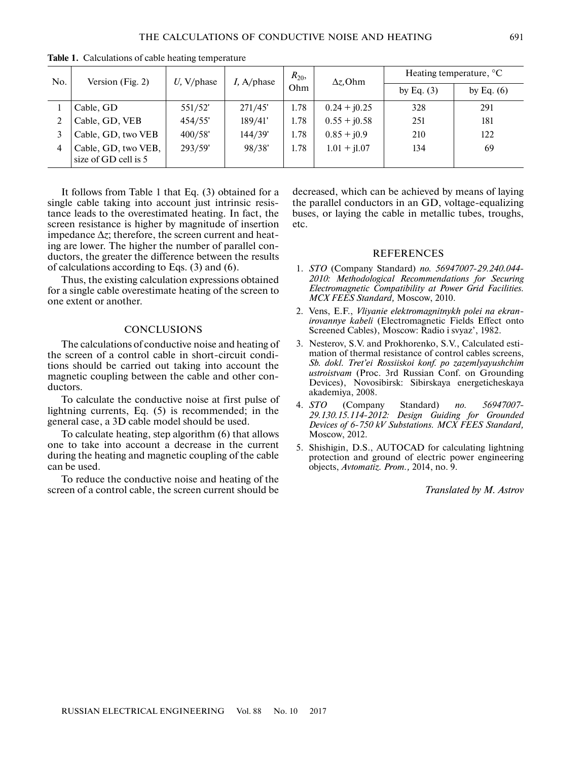**Table 1.** Calculations of cable heating temperature

| No. | Version (Fig. 2) | $U$, V/phase | $I$, A/phase | $R_{20}$, Ohm | $\Delta z$, Ohm | Heating temperature, °C | |
|---|---|---|---|---|---|---|---|
| | | | | | | by Eq. (3) | by Eq. (6) |
| 1 | Cable, GD | 551/52' | 271/45' | 1.78 | 0.24 + j0.25 | 328 | 291 |
| 2 | Cable, GD, VEB | 454/55' | 189/41' | 1.78 | 0.55 + j0.58 | 251 | 181 |
| 3 | Cable, GD, two VEB | 400/58' | 144/39' | 1.78 | 0.85 + j0.9 | 210 | 122 |
| 4 | Cable, GD, two VEB, size of GD cell is 5 | 293/59' | 98/38' | 1.78 | 1.01 + jl.07 | 134 | 69 |

It follows from Table 1 that Eq. (3) obtained for a single cable taking into account just intrinsic resistance leads to the overestimated heating. In fact, the screen resistance is higher by magnitude of insertion impedance $\Delta z$; therefore, the screen current and heating are lower. The higher the number of parallel conductors, the greater the difference between the results of calculations according to Eqs. (3) and (6).

Thus, the existing calculation expressions obtained for a single cable overestimate heating of the screen to one extent or another.

## CONCLUSIONS

The calculations of conductive noise and heating of the screen of a control cable in short-circuit conditions should be carried out taking into account the magnetic coupling between the cable and other conductors.

To calculate the conductive noise at first pulse of lightning currents, Eq. (5) is recommended; in the general case, a 3D cable model should be used.

To calculate heating, step algorithm (6) that allows one to take into account a decrease in the current during the heating and magnetic coupling of the cable can be used.

To reduce the conductive noise and heating of the screen of a control cable, the screen current should be decreased, which can be achieved by means of laying the parallel conductors in an GD, voltage-equalizing buses, or laying the cable in metallic tubes, troughs, etc.

## REFERENCES

1. *STO* (Company Standard) *no. 56947007-29.240.044-2010: Methodological Recommendations for Securing Electromagnetic Compatibility at Power Grid Facilities. MCX FEES Standard,* Moscow, 2010.
2. Vens, E.F., *Vliyanie elektromagnitnykh polei na ekranirovannye kabeli* (Electromagnetic Fields Effect onto Screened Cables), Moscow: Radio i svyaz', 1982.
3. Nesterov, S.V. and Prokhorenko, S.V., Calculated estimation of thermal resistance of control cables screens, *Sb. dokl. Tret'ei Rossiiskoi konf. po zazemlyayushchim ustroistvam* (Proc. 3rd Russian Conf. on Grounding Devices), Novosibirsk: Sibirskaya energeticheskaya akademiya, 2008.
4. *STO* (Company Standard) *no. 56947007-29.130.15.114-2012: Design Guiding for Grounded Devices of 6-750 kV Substations. MCX FEES Standard,* Moscow, 2012.
5. Shishigin, D.S., AUTOCAD for calculating lightning protection and ground of electric power engineering objects, *Avtomatiz. Prom.,* 2014, no. 9.

*Translated by M. Astrov*